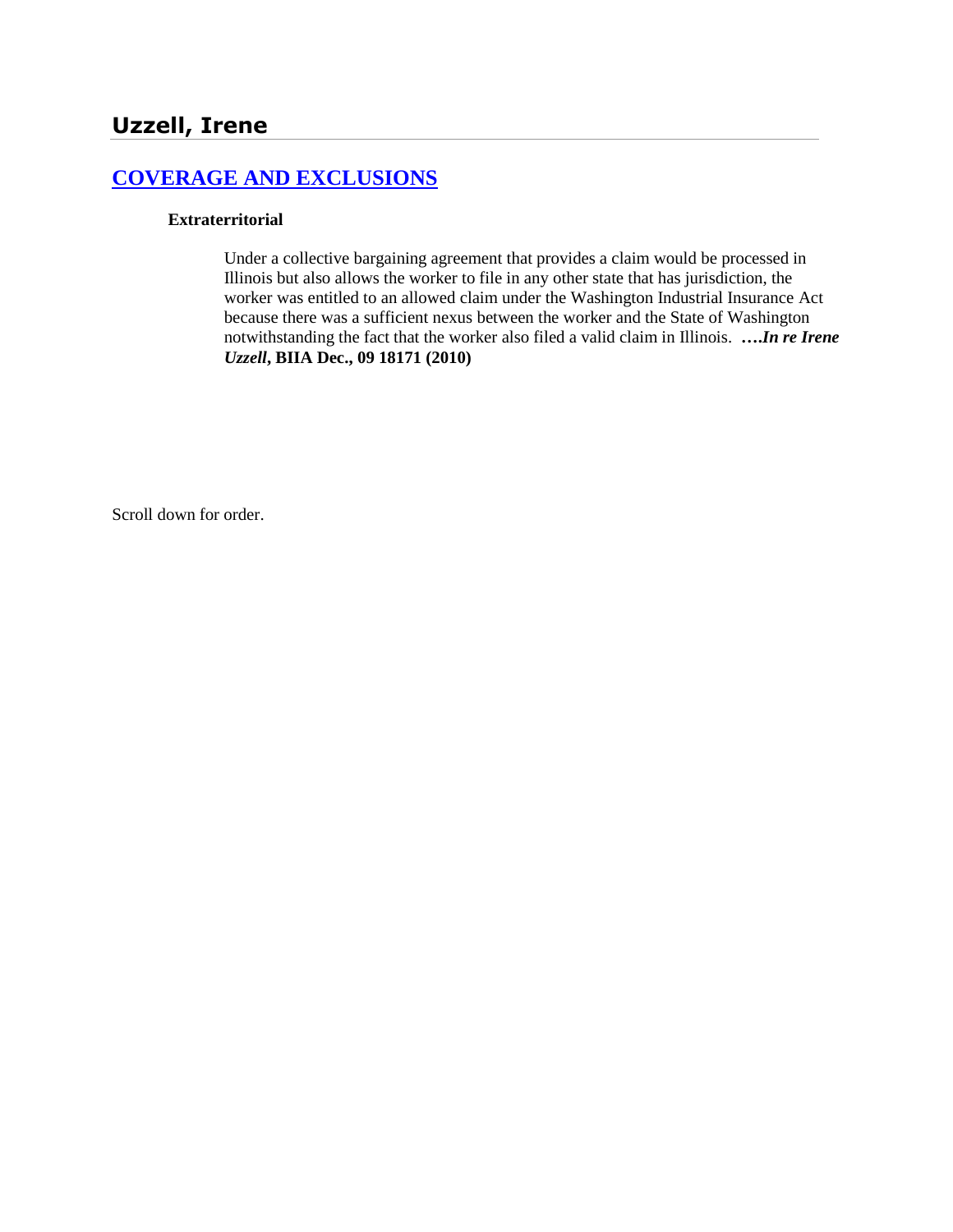# Uzzell, Irene

## [COVERAGE AND EXCLUSIONS]

**Extraterritorial**

Under a collective bargaining agreement that provides a claim would be processed in Illinois but also allows the worker to file in any other state that has jurisdiction, the worker was entitled to an allowed claim under the Washington Industrial Insurance Act because there was a sufficient nexus between the worker and the State of Washington notwithstanding the fact that the worker also filed a valid claim in Illinois. ***….In re Irene Uzzell*, BIIA Dec., 09 18171 (2010)**

Scroll down for order.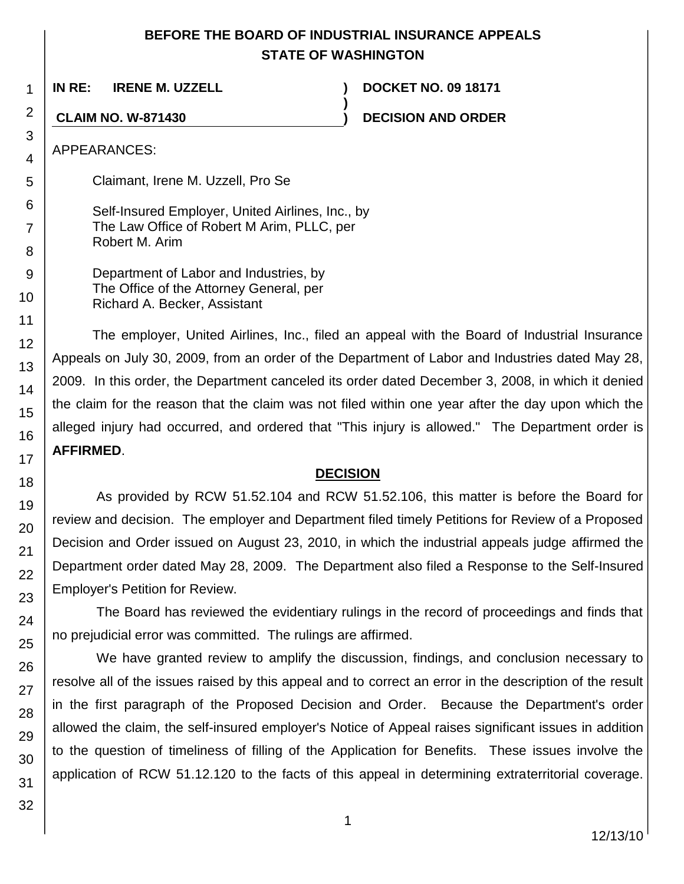# BEFORE THE BOARD OF INDUSTRIAL INSURANCE APPEALS
# STATE OF WASHINGTON

**IN RE: IRENE M. UZZELL** ) **DOCKET NO. 09 18171**

**CLAIM NO. W-871430** ) **DECISION AND ORDER**

APPEARANCES:

Claimant, Irene M. Uzzell, Pro Se

Self-Insured Employer, United Airlines, Inc., by
The Law Office of Robert M Arim, PLLC, per
Robert M. Arim

Department of Labor and Industries, by
The Office of the Attorney General, per
Richard A. Becker, Assistant

The employer, United Airlines, Inc., filed an appeal with the Board of Industrial Insurance Appeals on July 30, 2009, from an order of the Department of Labor and Industries dated May 28, 2009. In this order, the Department canceled its order dated December 3, 2008, in which it denied the claim for the reason that the claim was not filed within one year after the day upon which the alleged injury had occurred, and ordered that "This injury is allowed." The Department order is **AFFIRMED**.

## DECISION

As provided by RCW 51.52.104 and RCW 51.52.106, this matter is before the Board for review and decision. The employer and Department filed timely Petitions for Review of a Proposed Decision and Order issued on August 23, 2010, in which the industrial appeals judge affirmed the Department order dated May 28, 2009. The Department also filed a Response to the Self-Insured Employer's Petition for Review.

The Board has reviewed the evidentiary rulings in the record of proceedings and finds that no prejudicial error was committed. The rulings are affirmed.

We have granted review to amplify the discussion, findings, and conclusion necessary to resolve all of the issues raised by this appeal and to correct an error in the description of the result in the first paragraph of the Proposed Decision and Order. Because the Department's order allowed the claim, the self-insured employer's Notice of Appeal raises significant issues in addition to the question of timeliness of filling of the Application for Benefits. These issues involve the application of RCW 51.12.120 to the facts of this appeal in determining extraterritorial coverage.

12/13/10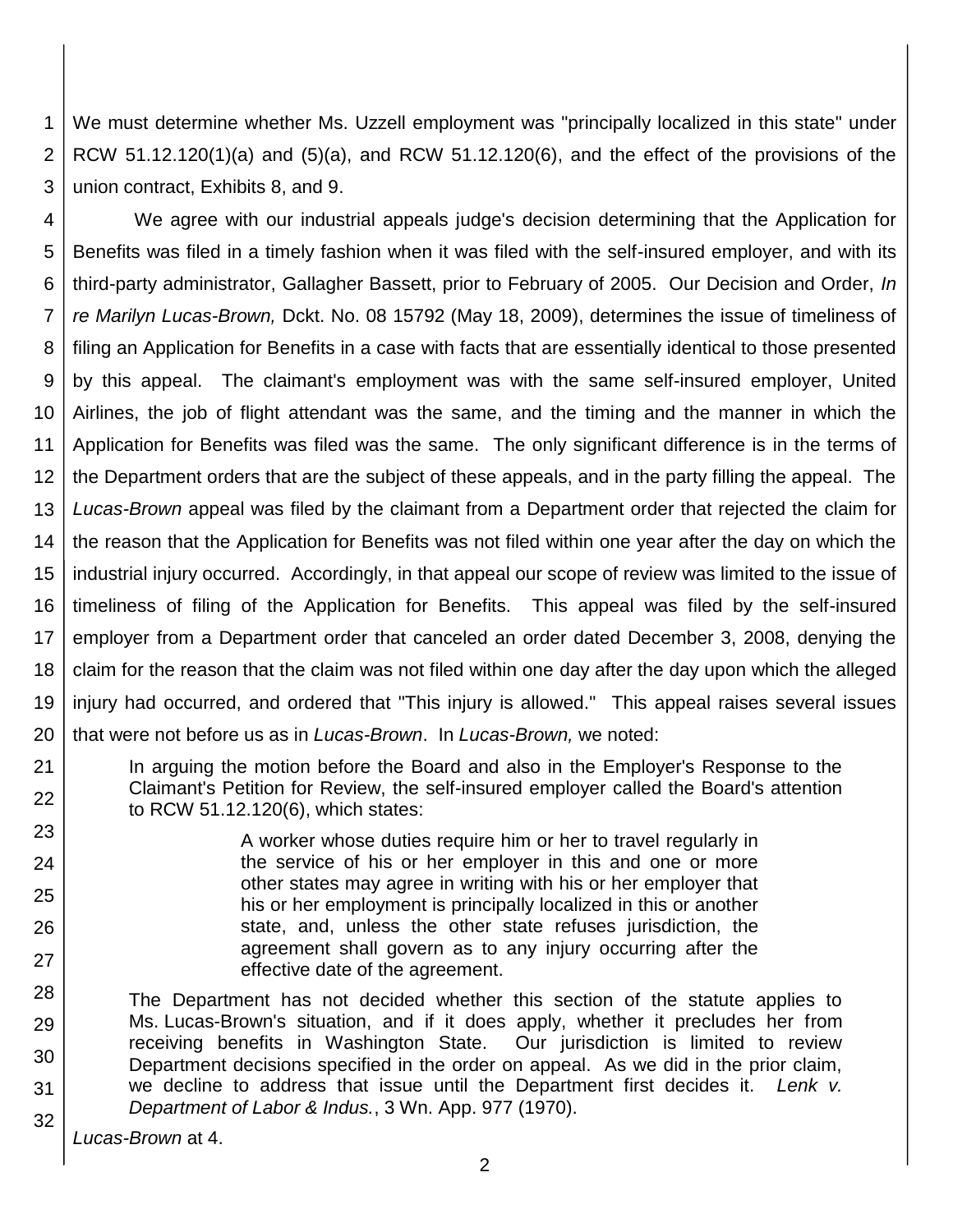We must determine whether Ms. Uzzell employment was "principally localized in this state" under RCW 51.12.120(1)(a) and (5)(a), and RCW 51.12.120(6), and the effect of the provisions of the union contract, Exhibits 8, and 9.

We agree with our industrial appeals judge's decision determining that the Application for Benefits was filed in a timely fashion when it was filed with the self-insured employer, and with its third-party administrator, Gallagher Bassett, prior to February of 2005. Our Decision and Order, *In re Marilyn Lucas-Brown,* Dckt. No. 08 15792 (May 18, 2009), determines the issue of timeliness of filing an Application for Benefits in a case with facts that are essentially identical to those presented by this appeal. The claimant's employment was with the same self-insured employer, United Airlines, the job of flight attendant was the same, and the timing and the manner in which the Application for Benefits was filed was the same. The only significant difference is in the terms of the Department orders that are the subject of these appeals, and in the party filling the appeal. The *Lucas-Brown* appeal was filed by the claimant from a Department order that rejected the claim for the reason that the Application for Benefits was not filed within one year after the day on which the industrial injury occurred. Accordingly, in that appeal our scope of review was limited to the issue of timeliness of filing of the Application for Benefits. This appeal was filed by the self-insured employer from a Department order that canceled an order dated December 3, 2008, denying the claim for the reason that the claim was not filed within one day after the day upon which the alleged injury had occurred, and ordered that "This injury is allowed." This appeal raises several issues that were not before us as in *Lucas-Brown*. In *Lucas-Brown,* we noted:

> In arguing the motion before the Board and also in the Employer's Response to the Claimant's Petition for Review, the self-insured employer called the Board's attention to RCW 51.12.120(6), which states:
>
> > A worker whose duties require him or her to travel regularly in the service of his or her employer in this and one or more other states may agree in writing with his or her employer that his or her employment is principally localized in this or another state, and, unless the other state refuses jurisdiction, the agreement shall govern as to any injury occurring after the effective date of the agreement.
>
> The Department has not decided whether this section of the statute applies to Ms. Lucas-Brown's situation, and if it does apply, whether it precludes her from receiving benefits in Washington State. Our jurisdiction is limited to review Department decisions specified in the order on appeal. As we did in the prior claim, we decline to address that issue until the Department first decides it. *Lenk v. Department of Labor & Indus.*, 3 Wn. App. 977 (1970).

*Lucas-Brown* at 4.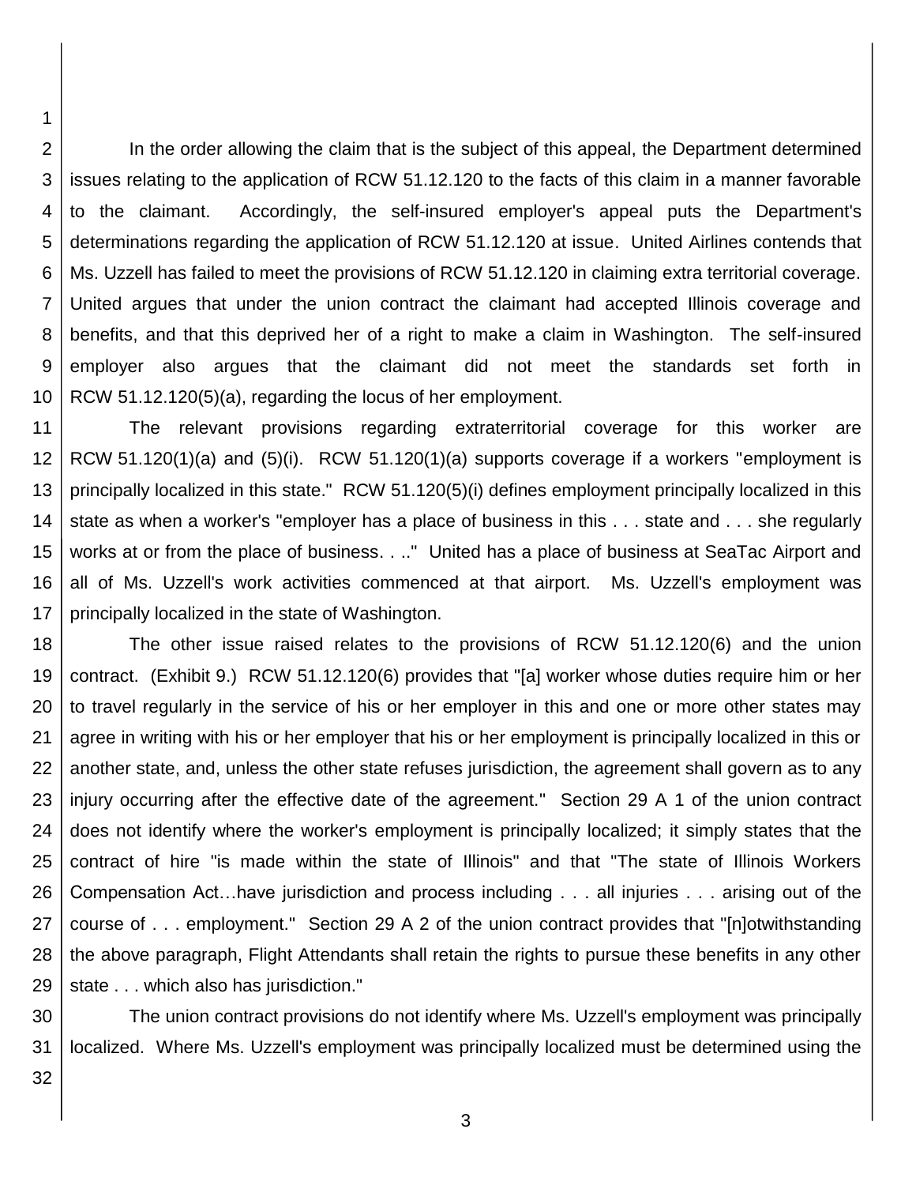In the order allowing the claim that is the subject of this appeal, the Department determined issues relating to the application of RCW 51.12.120 to the facts of this claim in a manner favorable to the claimant. Accordingly, the self-insured employer's appeal puts the Department's determinations regarding the application of RCW 51.12.120 at issue. United Airlines contends that Ms. Uzzell has failed to meet the provisions of RCW 51.12.120 in claiming extra territorial coverage. United argues that under the union contract the claimant had accepted Illinois coverage and benefits, and that this deprived her of a right to make a claim in Washington. The self-insured employer also argues that the claimant did not meet the standards set forth in RCW 51.12.120(5)(a), regarding the locus of her employment.

The relevant provisions regarding extraterritorial coverage for this worker are RCW 51.120(1)(a) and (5)(i). RCW 51.120(1)(a) supports coverage if a workers "employment is principally localized in this state." RCW 51.120(5)(i) defines employment principally localized in this state as when a worker's "employer has a place of business in this . . . state and . . . she regularly works at or from the place of business. . .." United has a place of business at SeaTac Airport and all of Ms. Uzzell's work activities commenced at that airport. Ms. Uzzell's employment was principally localized in the state of Washington.

The other issue raised relates to the provisions of RCW 51.12.120(6) and the union contract. (Exhibit 9.) RCW 51.12.120(6) provides that "[a] worker whose duties require him or her to travel regularly in the service of his or her employer in this and one or more other states may agree in writing with his or her employer that his or her employment is principally localized in this or another state, and, unless the other state refuses jurisdiction, the agreement shall govern as to any injury occurring after the effective date of the agreement." Section 29 A 1 of the union contract does not identify where the worker's employment is principally localized; it simply states that the contract of hire "is made within the state of Illinois" and that "The state of Illinois Workers Compensation Act…have jurisdiction and process including . . . all injuries . . . arising out of the course of . . . employment." Section 29 A 2 of the union contract provides that "[n]otwithstanding the above paragraph, Flight Attendants shall retain the rights to pursue these benefits in any other state . . . which also has jurisdiction."

The union contract provisions do not identify where Ms. Uzzell's employment was principally localized. Where Ms. Uzzell's employment was principally localized must be determined using the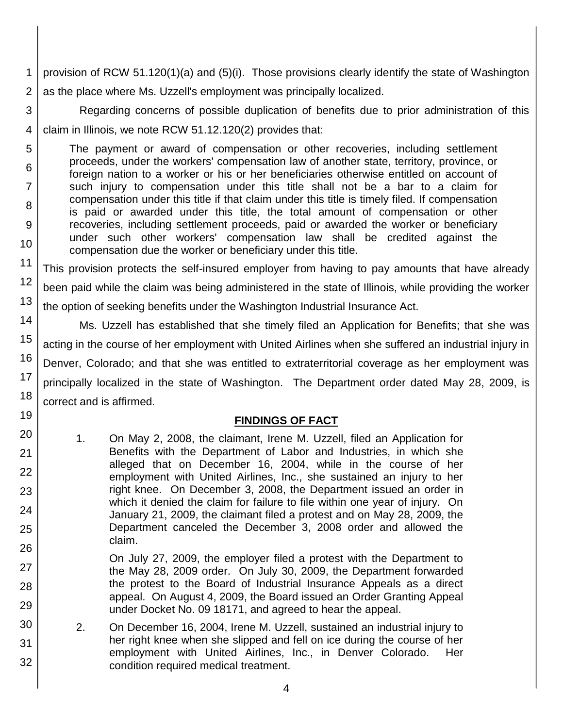provision of RCW 51.120(1)(a) and (5)(i). Those provisions clearly identify the state of Washington as the place where Ms. Uzzell's employment was principally localized.

Regarding concerns of possible duplication of benefits due to prior administration of this claim in Illinois, we note RCW 51.12.120(2) provides that:

> The payment or award of compensation or other recoveries, including settlement proceeds, under the workers' compensation law of another state, territory, province, or foreign nation to a worker or his or her beneficiaries otherwise entitled on account of such injury to compensation under this title shall not be a bar to a claim for compensation under this title if that claim under this title is timely filed. If compensation is paid or awarded under this title, the total amount of compensation or other recoveries, including settlement proceeds, paid or awarded the worker or beneficiary under such other workers' compensation law shall be credited against the compensation due the worker or beneficiary under this title.

This provision protects the self-insured employer from having to pay amounts that have already been paid while the claim was being administered in the state of Illinois, while providing the worker the option of seeking benefits under the Washington Industrial Insurance Act.

Ms. Uzzell has established that she timely filed an Application for Benefits; that she was acting in the course of her employment with United Airlines when she suffered an industrial injury in Denver, Colorado; and that she was entitled to extraterritorial coverage as her employment was principally localized in the state of Washington. The Department order dated May 28, 2009, is correct and is affirmed.

## FINDINGS OF FACT

1. On May 2, 2008, the claimant, Irene M. Uzzell, filed an Application for Benefits with the Department of Labor and Industries, in which she alleged that on December 16, 2004, while in the course of her employment with United Airlines, Inc., she sustained an injury to her right knee. On December 3, 2008, the Department issued an order in which it denied the claim for failure to file within one year of injury. On January 21, 2009, the claimant filed a protest and on May 28, 2009, the Department canceled the December 3, 2008 order and allowed the claim.

   On July 27, 2009, the employer filed a protest with the Department to the May 28, 2009 order. On July 30, 2009, the Department forwarded the protest to the Board of Industrial Insurance Appeals as a direct appeal. On August 4, 2009, the Board issued an Order Granting Appeal under Docket No. 09 18171, and agreed to hear the appeal.

2. On December 16, 2004, Irene M. Uzzell, sustained an industrial injury to her right knee when she slipped and fell on ice during the course of her employment with United Airlines, Inc., in Denver Colorado. Her condition required medical treatment.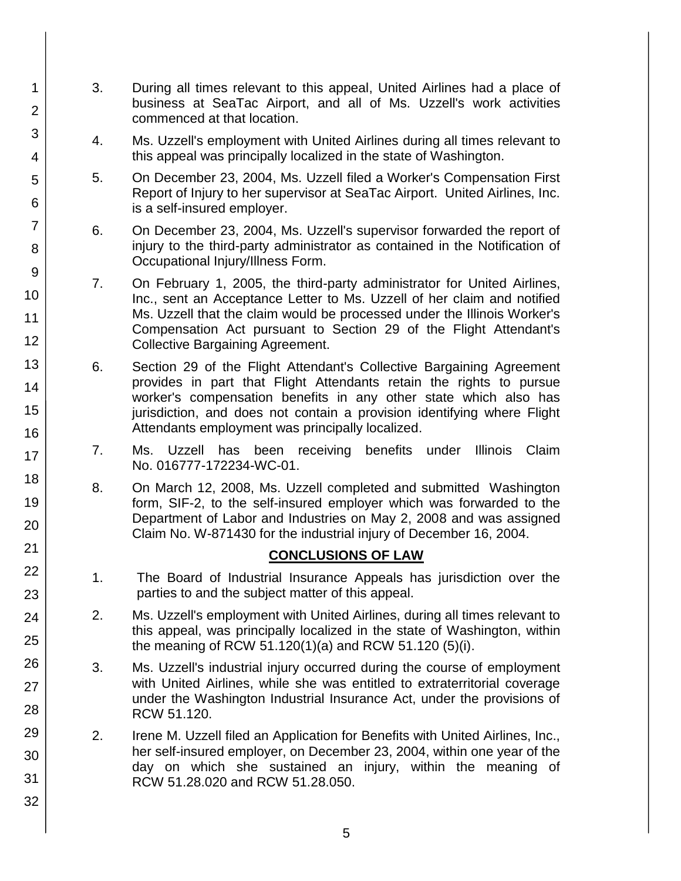3. During all times relevant to this appeal, United Airlines had a place of business at SeaTac Airport, and all of Ms. Uzzell's work activities commenced at that location.

4. Ms. Uzzell's employment with United Airlines during all times relevant to this appeal was principally localized in the state of Washington.

5. On December 23, 2004, Ms. Uzzell filed a Worker's Compensation First Report of Injury to her supervisor at SeaTac Airport. United Airlines, Inc. is a self-insured employer.

6. On December 23, 2004, Ms. Uzzell's supervisor forwarded the report of injury to the third-party administrator as contained in the Notification of Occupational Injury/Illness Form.

7. On February 1, 2005, the third-party administrator for United Airlines, Inc., sent an Acceptance Letter to Ms. Uzzell of her claim and notified Ms. Uzzell that the claim would be processed under the Illinois Worker's Compensation Act pursuant to Section 29 of the Flight Attendant's Collective Bargaining Agreement.

6. Section 29 of the Flight Attendant's Collective Bargaining Agreement provides in part that Flight Attendants retain the rights to pursue worker's compensation benefits in any other state which also has jurisdiction, and does not contain a provision identifying where Flight Attendants employment was principally localized.

7. Ms. Uzzell has been receiving benefits under Illinois Claim No. 016777-172234-WC-01.

8. On March 12, 2008, Ms. Uzzell completed and submitted Washington form, SIF-2, to the self-insured employer which was forwarded to the Department of Labor and Industries on May 2, 2008 and was assigned Claim No. W-871430 for the industrial injury of December 16, 2004.

## CONCLUSIONS OF LAW

1. The Board of Industrial Insurance Appeals has jurisdiction over the parties to and the subject matter of this appeal.

2. Ms. Uzzell's employment with United Airlines, during all times relevant to this appeal, was principally localized in the state of Washington, within the meaning of RCW 51.120(1)(a) and RCW 51.120 (5)(i).

3. Ms. Uzzell's industrial injury occurred during the course of employment with United Airlines, while she was entitled to extraterritorial coverage under the Washington Industrial Insurance Act, under the provisions of RCW 51.120.

2. Irene M. Uzzell filed an Application for Benefits with United Airlines, Inc., her self-insured employer, on December 23, 2004, within one year of the day on which she sustained an injury, within the meaning of RCW 51.28.020 and RCW 51.28.050.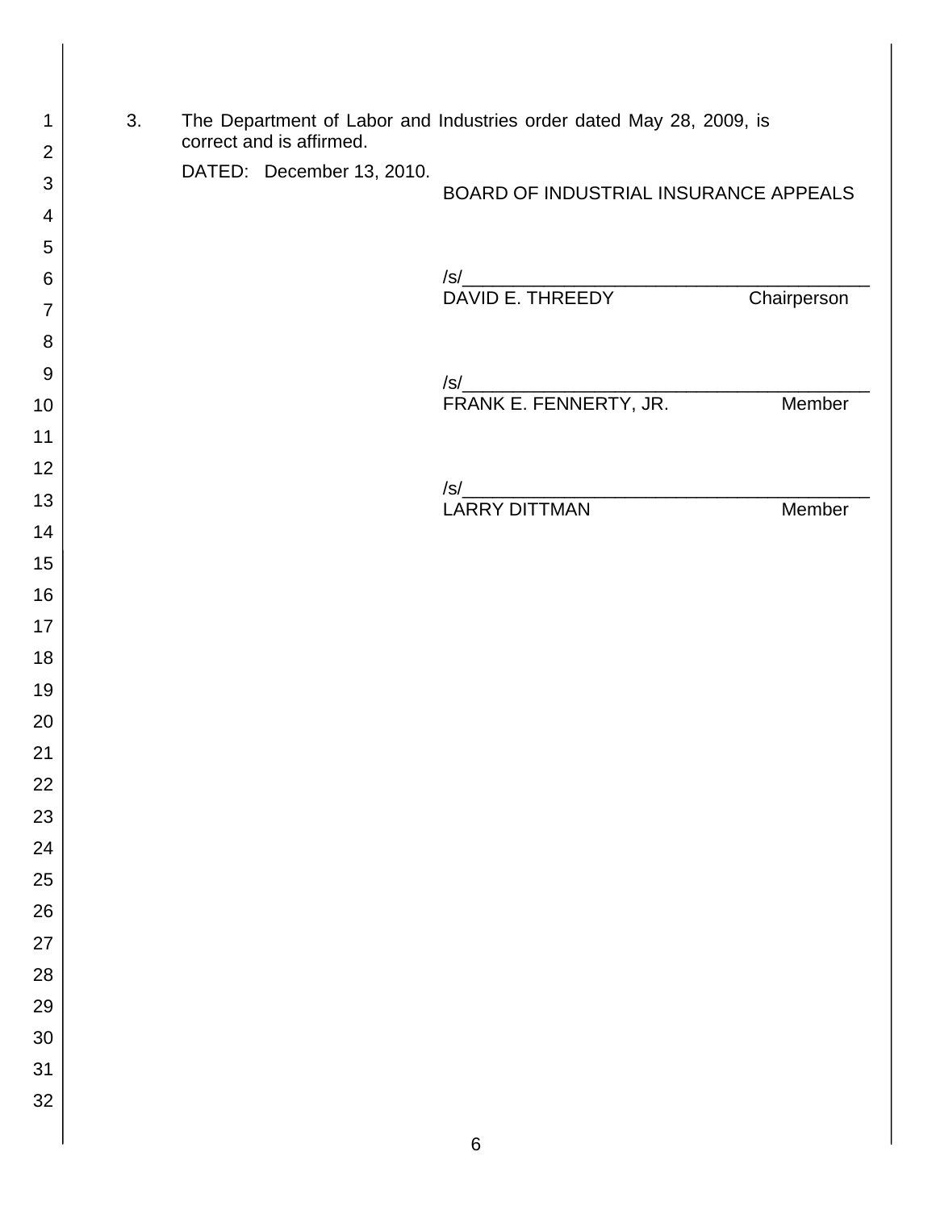3. The Department of Labor and Industries order dated May 28, 2009, is correct and is affirmed.

DATED: December 13, 2010.

BOARD OF INDUSTRIAL INSURANCE APPEALS

/s/________________________________________
DAVID E. THREEDY Chairperson

/s/________________________________________
FRANK E. FENNERTY, JR. Member

/s/________________________________________
LARRY DITTMAN Member